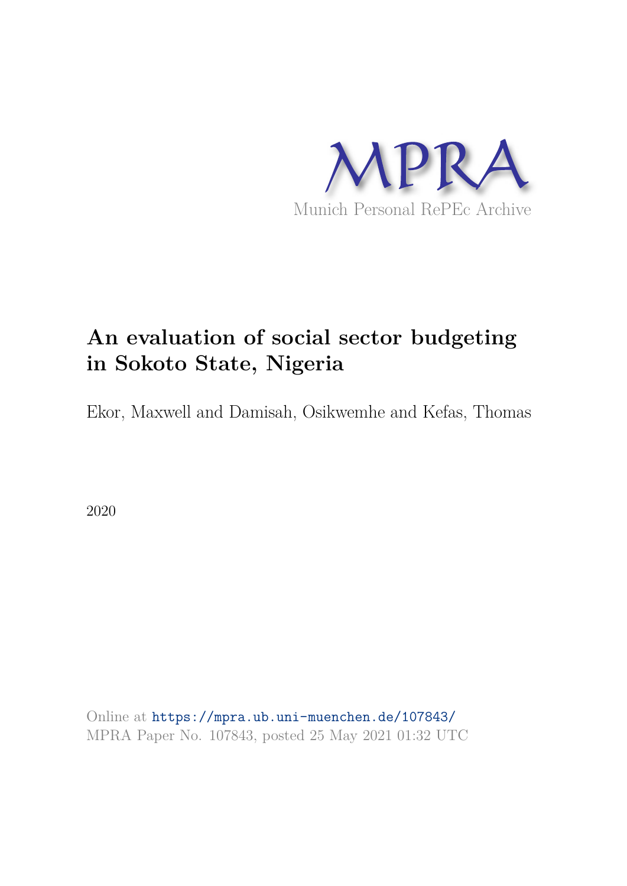MPRA

Munich Personal RePEc Archive

# An evaluation of social sector budgeting in Sokoto State, Nigeria

Ekor, Maxwell and Damisah, Osikwemhe and Kefas, Thomas

2020

Online at https://mpra.ub.uni-muenchen.de/107843/
MPRA Paper No. 107843, posted 25 May 2021 01:32 UTC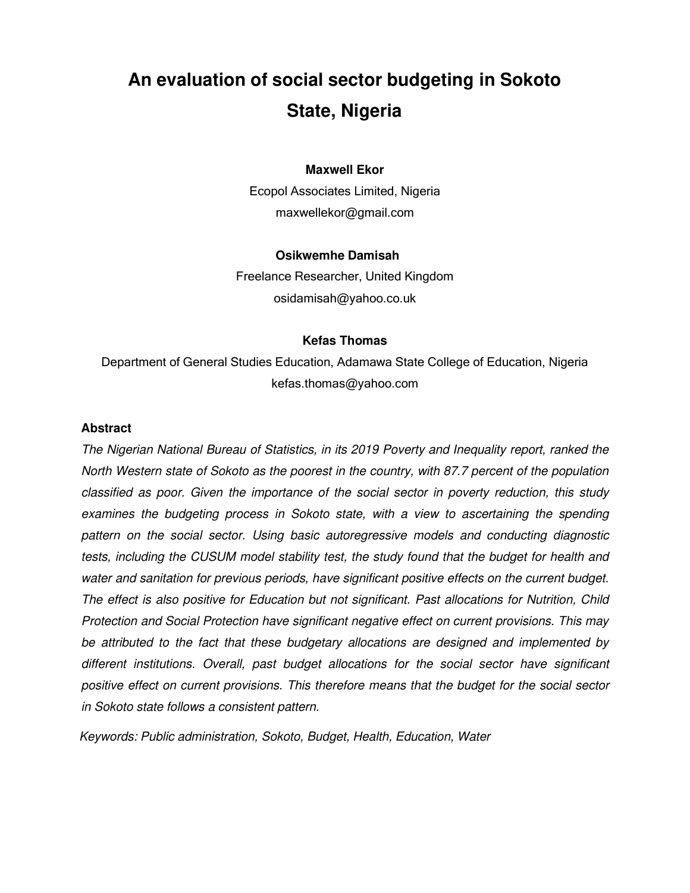# An evaluation of social sector budgeting in Sokoto State, Nigeria

**Maxwell Ekor**

Ecopol Associates Limited, Nigeria

maxwellekor@gmail.com

**Osikwemhe Damisah**

Freelance Researcher, United Kingdom

osidamisah@yahoo.co.uk

**Kefas Thomas**

Department of General Studies Education, Adamawa State College of Education, Nigeria

kefas.thomas@yahoo.com

## Abstract

*The Nigerian National Bureau of Statistics, in its 2019 Poverty and Inequality report, ranked the North Western state of Sokoto as the poorest in the country, with 87.7 percent of the population classified as poor. Given the importance of the social sector in poverty reduction, this study examines the budgeting process in Sokoto state, with a view to ascertaining the spending pattern on the social sector. Using basic autoregressive models and conducting diagnostic tests, including the CUSUM model stability test, the study found that the budget for health and water and sanitation for previous periods, have significant positive effects on the current budget. The effect is also positive for Education but not significant. Past allocations for Nutrition, Child Protection and Social Protection have significant negative effect on current provisions. This may be attributed to the fact that these budgetary allocations are designed and implemented by different institutions. Overall, past budget allocations for the social sector have significant positive effect on current provisions. This therefore means that the budget for the social sector in Sokoto state follows a consistent pattern.*

*Keywords: Public administration, Sokoto, Budget, Health, Education, Water*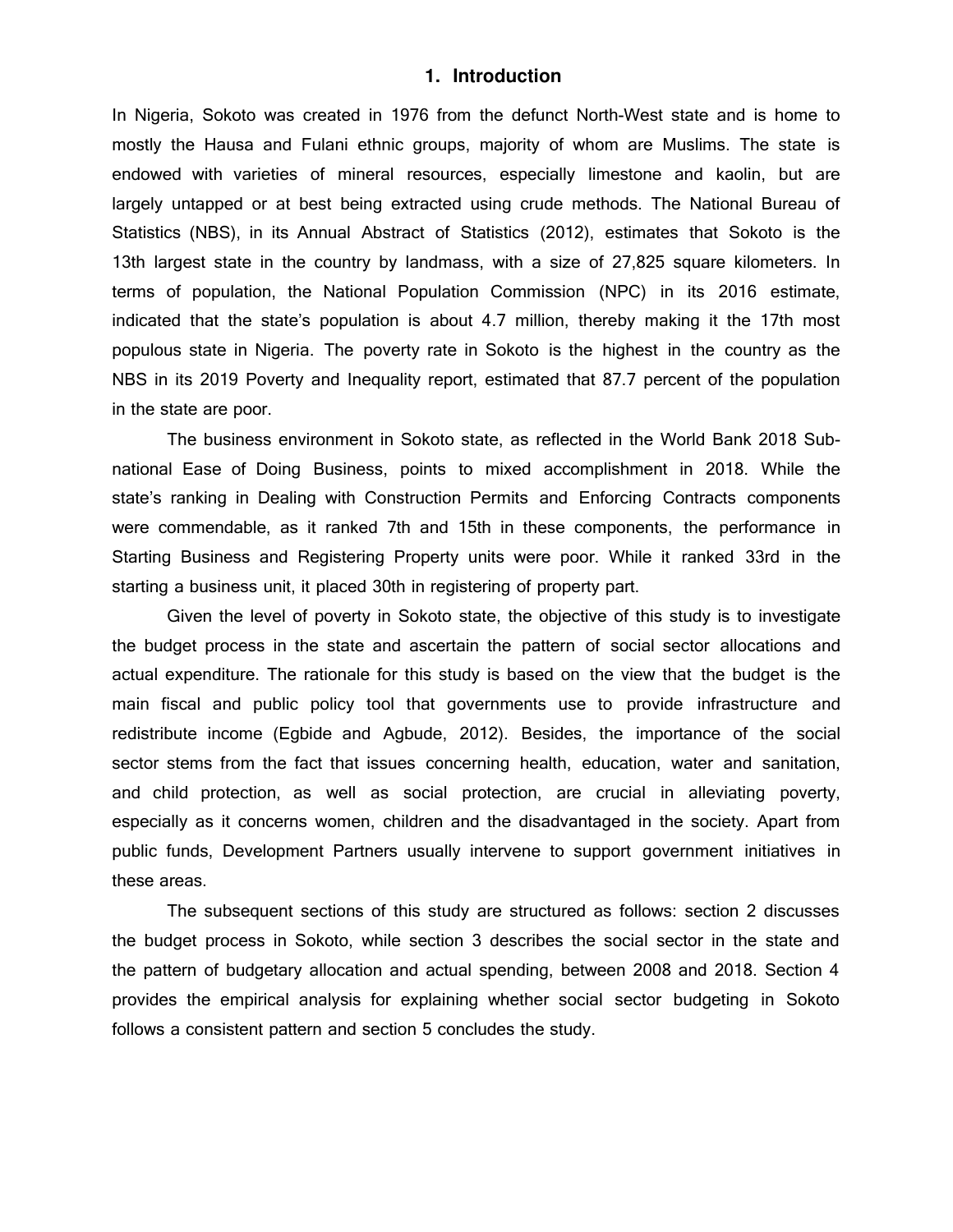# 1. Introduction

In Nigeria, Sokoto was created in 1976 from the defunct North-West state and is home to mostly the Hausa and Fulani ethnic groups, majority of whom are Muslims. The state is endowed with varieties of mineral resources, especially limestone and kaolin, but are largely untapped or at best being extracted using crude methods. The National Bureau of Statistics (NBS), in its Annual Abstract of Statistics (2012), estimates that Sokoto is the 13th largest state in the country by landmass, with a size of 27,825 square kilometers. In terms of population, the National Population Commission (NPC) in its 2016 estimate, indicated that the state's population is about 4.7 million, thereby making it the 17th most populous state in Nigeria. The poverty rate in Sokoto is the highest in the country as the NBS in its 2019 Poverty and Inequality report, estimated that 87.7 percent of the population in the state are poor.

The business environment in Sokoto state, as reflected in the World Bank 2018 Sub-national Ease of Doing Business, points to mixed accomplishment in 2018. While the state's ranking in Dealing with Construction Permits and Enforcing Contracts components were commendable, as it ranked 7th and 15th in these components, the performance in Starting Business and Registering Property units were poor. While it ranked 33rd in the starting a business unit, it placed 30th in registering of property part.

Given the level of poverty in Sokoto state, the objective of this study is to investigate the budget process in the state and ascertain the pattern of social sector allocations and actual expenditure. The rationale for this study is based on the view that the budget is the main fiscal and public policy tool that governments use to provide infrastructure and redistribute income (Egbide and Agbude, 2012). Besides, the importance of the social sector stems from the fact that issues concerning health, education, water and sanitation, and child protection, as well as social protection, are crucial in alleviating poverty, especially as it concerns women, children and the disadvantaged in the society. Apart from public funds, Development Partners usually intervene to support government initiatives in these areas.

The subsequent sections of this study are structured as follows: section 2 discusses the budget process in Sokoto, while section 3 describes the social sector in the state and the pattern of budgetary allocation and actual spending, between 2008 and 2018. Section 4 provides the empirical analysis for explaining whether social sector budgeting in Sokoto follows a consistent pattern and section 5 concludes the study.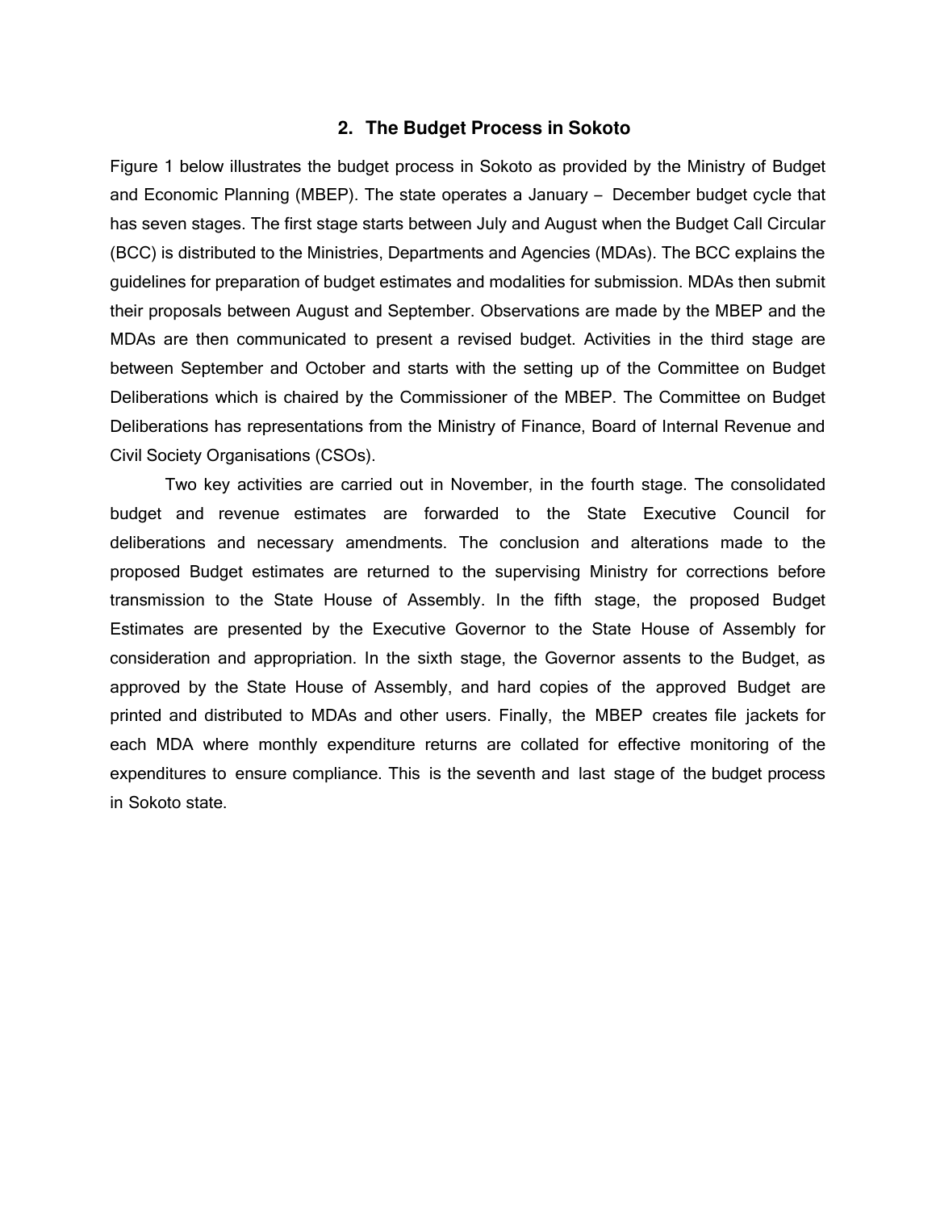## 2. The Budget Process in Sokoto

Figure 1 below illustrates the budget process in Sokoto as provided by the Ministry of Budget and Economic Planning (MBEP). The state operates a January – December budget cycle that has seven stages. The first stage starts between July and August when the Budget Call Circular (BCC) is distributed to the Ministries, Departments and Agencies (MDAs). The BCC explains the guidelines for preparation of budget estimates and modalities for submission. MDAs then submit their proposals between August and September. Observations are made by the MBEP and the MDAs are then communicated to present a revised budget. Activities in the third stage are between September and October and starts with the setting up of the Committee on Budget Deliberations which is chaired by the Commissioner of the MBEP. The Committee on Budget Deliberations has representations from the Ministry of Finance, Board of Internal Revenue and Civil Society Organisations (CSOs).

Two key activities are carried out in November, in the fourth stage. The consolidated budget and revenue estimates are forwarded to the State Executive Council for deliberations and necessary amendments. The conclusion and alterations made to the proposed Budget estimates are returned to the supervising Ministry for corrections before transmission to the State House of Assembly. In the fifth stage, the proposed Budget Estimates are presented by the Executive Governor to the State House of Assembly for consideration and appropriation. In the sixth stage, the Governor assents to the Budget, as approved by the State House of Assembly, and hard copies of the approved Budget are printed and distributed to MDAs and other users. Finally, the MBEP creates file jackets for each MDA where monthly expenditure returns are collated for effective monitoring of the expenditures to ensure compliance. This is the seventh and last stage of the budget process in Sokoto state.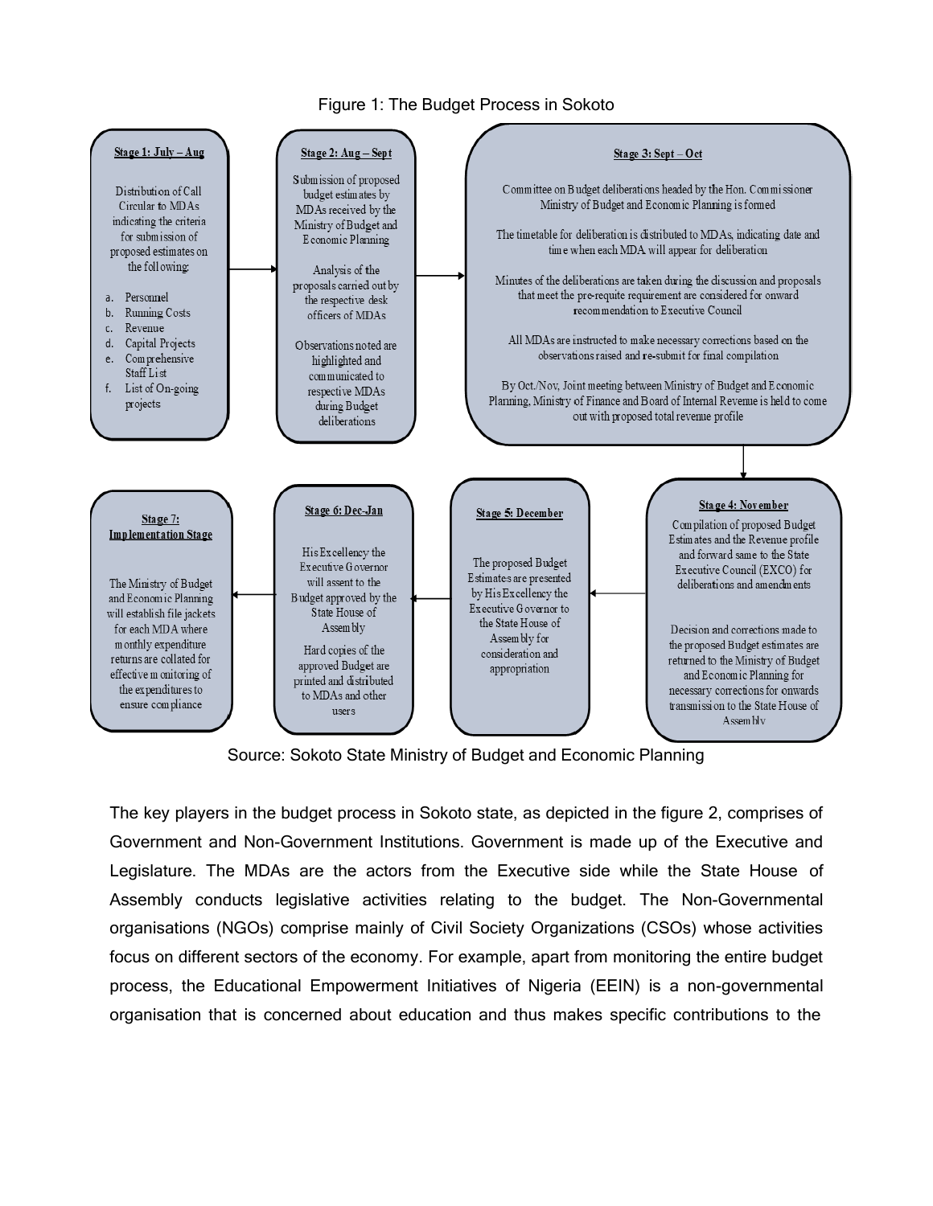Figure 1: The Budget Process in Sokoto

**Stage 1: July – Aug**

Distribution of Call Circular to MDAs indicating the criteria for submission of proposed estimates on the following:

a. Personnel
b. Running Costs
c. Revenue
d. Capital Projects
e. Comprehensive Staff List
f. List of On-going projects

**Stage 2: Aug – Sept**

Submission of proposed budget estimates by MDAs received by the Ministry of Budget and Economic Planning

Analysis of the proposals carried out by the respective desk officers of MDAs

Observations noted are highlighted and communicated to respective MDAs during Budget deliberations

**Stage 3: Sept – Oct**

Committee on Budget deliberations headed by the Hon. Commissioner Ministry of Budget and Economic Planning is formed

The timetable for deliberation is distributed to MDAs, indicating date and time when each MDA will appear for deliberation

Minutes of the deliberations are taken during the discussion and proposals that meet the pre-requite requirement are considered for onward recommendation to Executive Council

All MDAs are instructed to make necessary corrections based on the observations raised and re-submit for final compilation

By Oct./Nov, Joint meeting between Ministry of Budget and Economic Planning, Ministry of Finance and Board of Internal Revenue is held to come out with proposed total revenue profile

**Stage 4: November**

Compilation of proposed Budget Estimates and the Revenue profile and forward same to the State Executive Council (EXCO) for deliberations and amendments

Decision and corrections made to the proposed Budget estimates are returned to the Ministry of Budget and Economic Planning for necessary corrections for onwards transmission to the State House of Assembly

**Stage 5: December**

The proposed Budget Estimates are presented by His Excellency the Executive Governor to the State House of Assembly for consideration and appropriation

**Stage 6: Dec-Jan**

His Excellency the Executive Governor will assent to the Budget approved by the State House of Assembly

Hard copies of the approved Budget are printed and distributed to MDAs and other users

**Stage 7: Implementation Stage**

The Ministry of Budget and Economic Planning will establish file jackets for each MDA where monthly expenditure returns are collated for effective monitoring of the expenditures to ensure compliance

Source: Sokoto State Ministry of Budget and Economic Planning

The key players in the budget process in Sokoto state, as depicted in the figure 2, comprises of Government and Non-Government Institutions. Government is made up of the Executive and Legislature. The MDAs are the actors from the Executive side while the State House of Assembly conducts legislative activities relating to the budget. The Non-Governmental organisations (NGOs) comprise mainly of Civil Society Organizations (CSOs) whose activities focus on different sectors of the economy. For example, apart from monitoring the entire budget process, the Educational Empowerment Initiatives of Nigeria (EEIN) is a non-governmental organisation that is concerned about education and thus makes specific contributions to the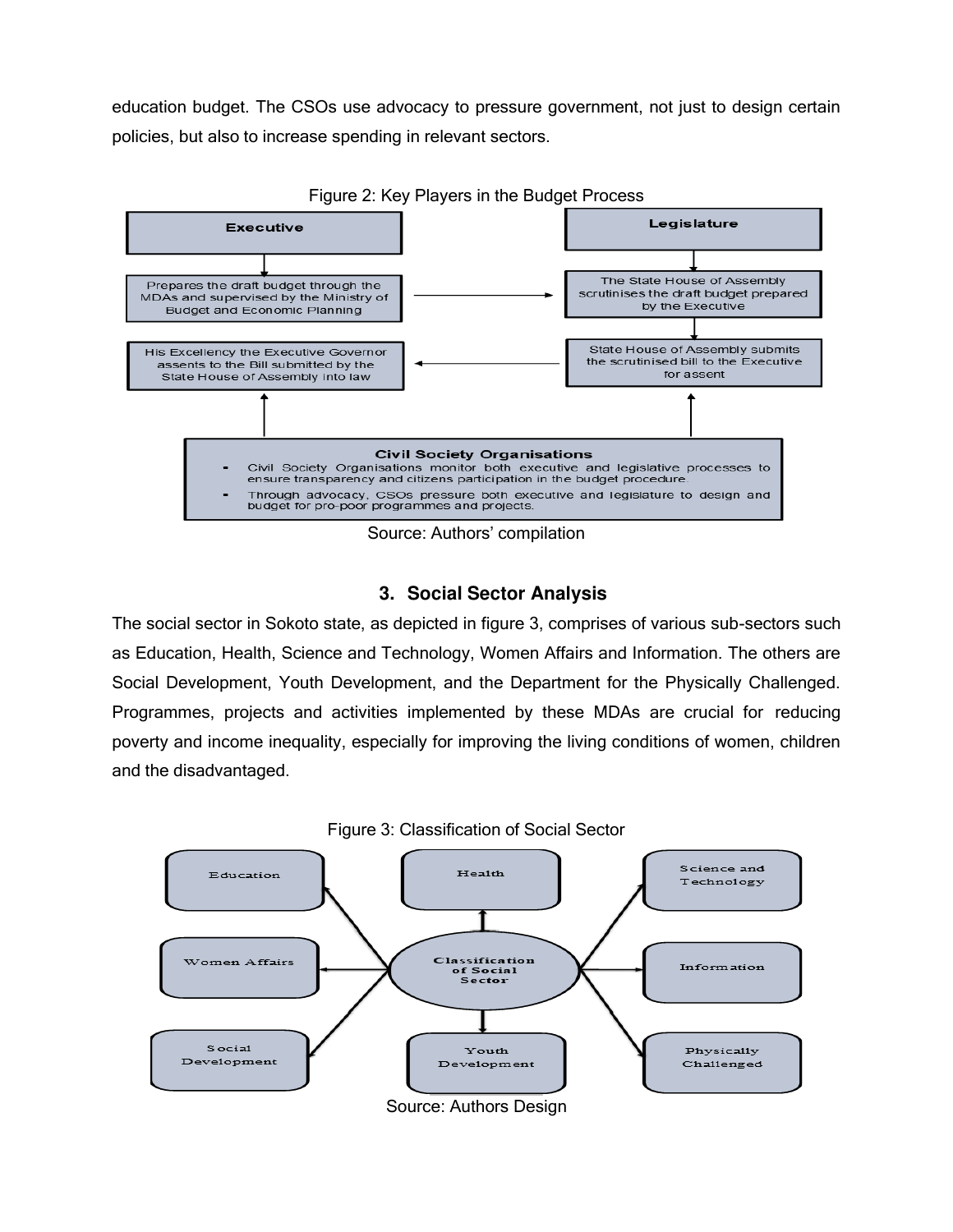education budget. The CSOs use advocacy to pressure government, not just to design certain policies, but also to increase spending in relevant sectors.

Figure 2: Key Players in the Budget Process

**Executive**

Prepares the draft budget through the MDAs and supervised by the Ministry of Budget and Economic Planning

His Excellency the Executive Governor assents to the Bill submitted by the State House of Assembly into law

**Legislature**

The State House of Assembly scrutinises the draft budget prepared by the Executive

State House of Assembly submits the scrutinised bill to the Executive for assent

**Civil Society Organisations**

- Civil Society Organisations monitor both executive and legislative processes to ensure transparency and citizens participation in the budget procedure.
- Through advocacy, CSOs pressure both executive and legislature to design and budget for pro-poor programmes and projects.

Source: Authors' compilation

## 3. Social Sector Analysis

The social sector in Sokoto state, as depicted in figure 3, comprises of various sub-sectors such as Education, Health, Science and Technology, Women Affairs and Information. The others are Social Development, Youth Development, and the Department for the Physically Challenged. Programmes, projects and activities implemented by these MDAs are crucial for reducing poverty and income inequality, especially for improving the living conditions of women, children and the disadvantaged.

Figure 3: Classification of Social Sector

Classification of Social Sector: Education, Health, Science and Technology, Women Affairs, Information, Social Development, Youth Development, Physically Challenged

Source: Authors Design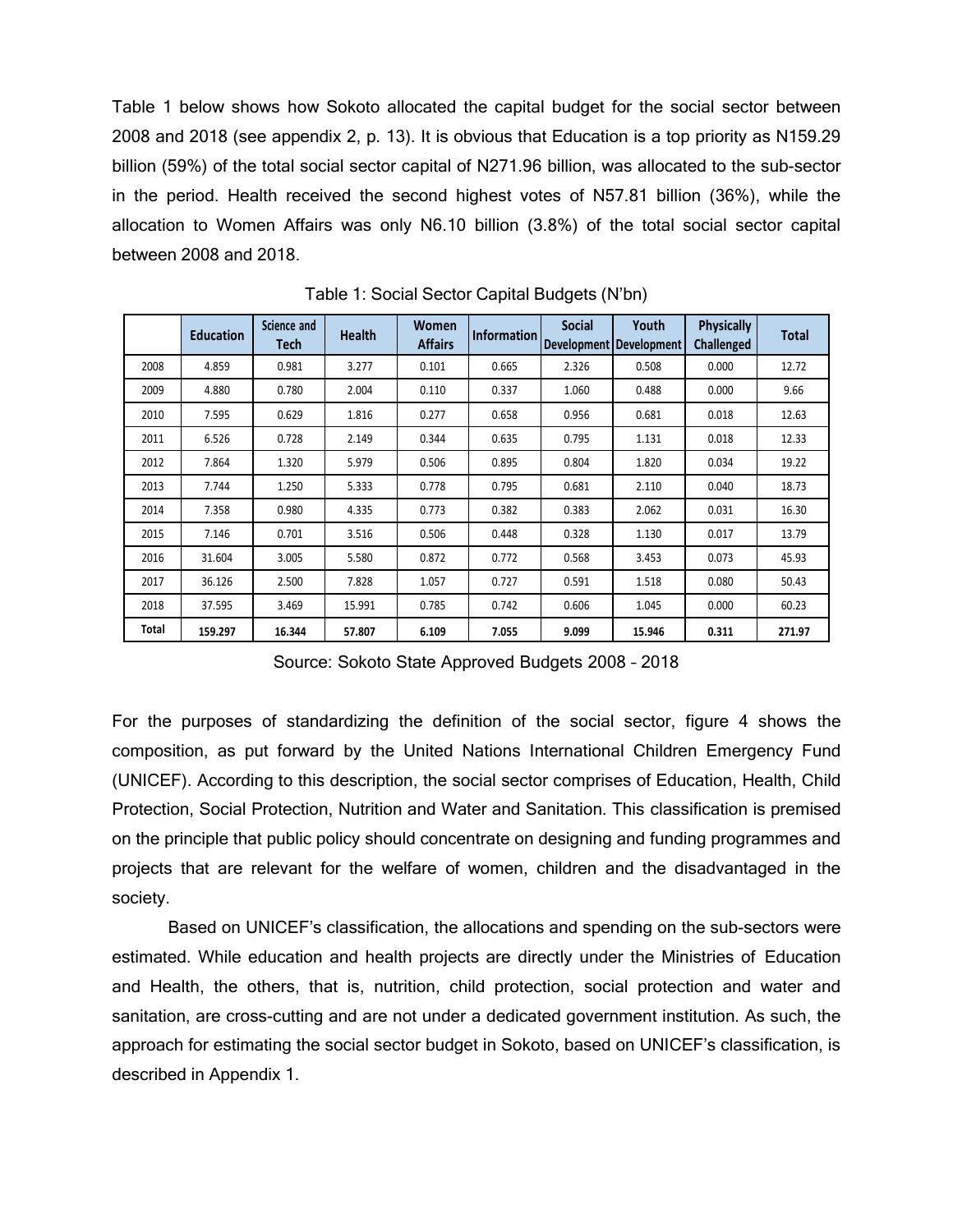Table 1 below shows how Sokoto allocated the capital budget for the social sector between 2008 and 2018 (see appendix 2, p. 13). It is obvious that Education is a top priority as N159.29 billion (59%) of the total social sector capital of N271.96 billion, was allocated to the sub-sector in the period. Health received the second highest votes of N57.81 billion (36%), while the allocation to Women Affairs was only N6.10 billion (3.8%) of the total social sector capital between 2008 and 2018.

Table 1: Social Sector Capital Budgets (N'bn)

| | Education | Science and Tech | Health | Women Affairs | Information | Social Development | Youth Development | Physically Challenged | Total |
|---|---|---|---|---|---|---|---|---|---|
| 2008 | 4.859 | 0.981 | 3.277 | 0.101 | 0.665 | 2.326 | 0.508 | 0.000 | 12.72 |
| 2009 | 4.880 | 0.780 | 2.004 | 0.110 | 0.337 | 1.060 | 0.488 | 0.000 | 9.66 |
| 2010 | 7.595 | 0.629 | 1.816 | 0.277 | 0.658 | 0.956 | 0.681 | 0.018 | 12.63 |
| 2011 | 6.526 | 0.728 | 2.149 | 0.344 | 0.635 | 0.795 | 1.131 | 0.018 | 12.33 |
| 2012 | 7.864 | 1.320 | 5.979 | 0.506 | 0.895 | 0.804 | 1.820 | 0.034 | 19.22 |
| 2013 | 7.744 | 1.250 | 5.333 | 0.778 | 0.795 | 0.681 | 2.110 | 0.040 | 18.73 |
| 2014 | 7.358 | 0.980 | 4.335 | 0.773 | 0.382 | 0.383 | 2.062 | 0.031 | 16.30 |
| 2015 | 7.146 | 0.701 | 3.516 | 0.506 | 0.448 | 0.328 | 1.130 | 0.017 | 13.79 |
| 2016 | 31.604 | 3.005 | 5.580 | 0.872 | 0.772 | 0.568 | 3.453 | 0.073 | 45.93 |
| 2017 | 36.126 | 2.500 | 7.828 | 1.057 | 0.727 | 0.591 | 1.518 | 0.080 | 50.43 |
| 2018 | 37.595 | 3.469 | 15.991 | 0.785 | 0.742 | 0.606 | 1.045 | 0.000 | 60.23 |
| **Total** | **159.297** | **16.344** | **57.807** | **6.109** | **7.055** | **9.099** | **15.946** | **0.311** | **271.97** |

Source: Sokoto State Approved Budgets 2008 – 2018

For the purposes of standardizing the definition of the social sector, figure 4 shows the composition, as put forward by the United Nations International Children Emergency Fund (UNICEF). According to this description, the social sector comprises of Education, Health, Child Protection, Social Protection, Nutrition and Water and Sanitation. This classification is premised on the principle that public policy should concentrate on designing and funding programmes and projects that are relevant for the welfare of women, children and the disadvantaged in the society.

Based on UNICEF's classification, the allocations and spending on the sub-sectors were estimated. While education and health projects are directly under the Ministries of Education and Health, the others, that is, nutrition, child protection, social protection and water and sanitation, are cross-cutting and are not under a dedicated government institution. As such, the approach for estimating the social sector budget in Sokoto, based on UNICEF's classification, is described in Appendix 1.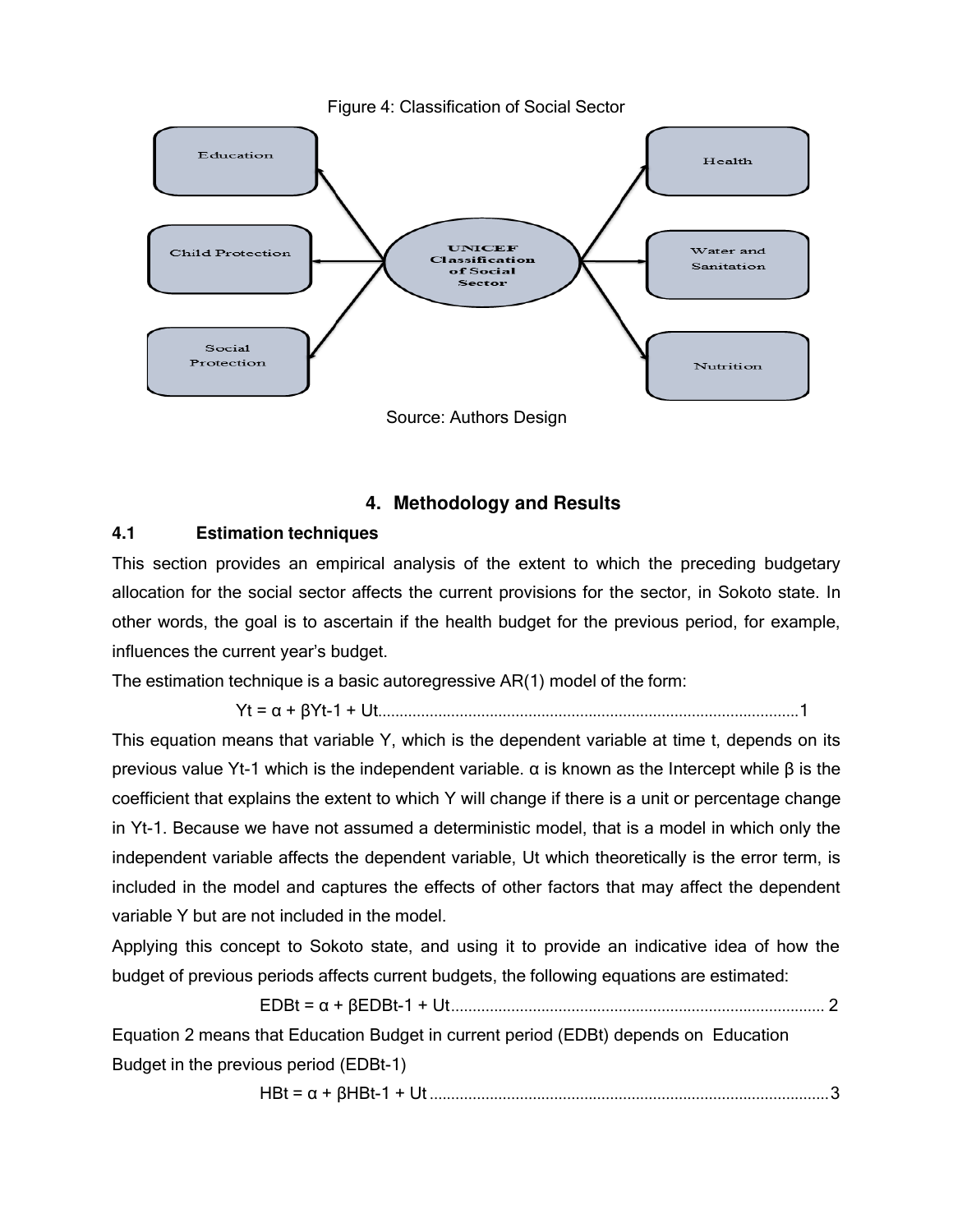Figure 4: Classification of Social Sector

Source: Authors Design

## 4. Methodology and Results

### 4.1 Estimation techniques

This section provides an empirical analysis of the extent to which the preceding budgetary allocation for the social sector affects the current provisions for the sector, in Sokoto state. In other words, the goal is to ascertain if the health budget for the previous period, for example, influences the current year's budget.

The estimation technique is a basic autoregressive AR(1) model of the form:

$$Y_t = \alpha + \beta Y_{t-1} + U_t \quad (1)$$

This equation means that variable Y, which is the dependent variable at time t, depends on its previous value $Y_{t-1}$ which is the independent variable. α is known as the Intercept while β is the coefficient that explains the extent to which Y will change if there is a unit or percentage change in $Y_{t-1}$. Because we have not assumed a deterministic model, that is a model in which only the independent variable affects the dependent variable, $U_t$ which theoretically is the error term, is included in the model and captures the effects of other factors that may affect the dependent variable Y but are not included in the model.

Applying this concept to Sokoto state, and using it to provide an indicative idea of how the budget of previous periods affects current budgets, the following equations are estimated:

$$EDB_t = \alpha + \beta EDB_{t-1} + U_t \quad (2)$$

Equation 2 means that Education Budget in current period ($EDB_t$) depends on Education Budget in the previous period ($EDB_{t-1}$)

$$HB_t = \alpha + \beta HB_{t-1} + U_t \quad (3)$$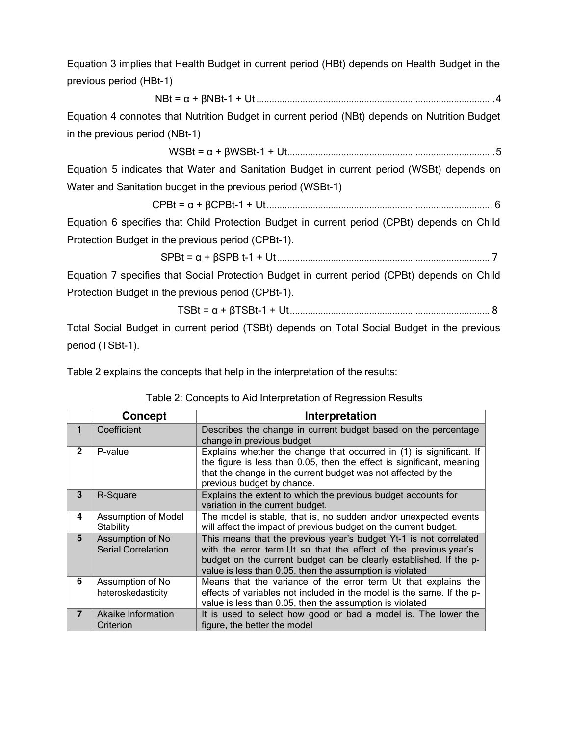Equation 3 implies that Health Budget in current period ($HB_t$) depends on Health Budget in the previous period ($HB_{t-1}$)

$$NB_t = \alpha + \beta NB_{t-1} + U_t \quad \text{......4}$$

Equation 4 connotes that Nutrition Budget in current period ($NB_t$) depends on Nutrition Budget in the previous period ($NB_{t-1}$)

$$WSB_t = \alpha + \beta WSB_{t-1} + U_t \quad \text{......5}$$

Equation 5 indicates that Water and Sanitation Budget in current period ($WSB_t$) depends on Water and Sanitation budget in the previous period ($WSB_{t-1}$)

$$CPB_t = \alpha + \beta CPB_{t-1} + U_t \quad \text{......6}$$

Equation 6 specifies that Child Protection Budget in current period ($CPB_t$) depends on Child Protection Budget in the previous period ($CPB_{t-1}$).

$$SPB_t = \alpha + \beta SPB_{t-1} + U_t \quad \text{......7}$$

Equation 7 specifies that Social Protection Budget in current period ($CPB_t$) depends on Child Protection Budget in the previous period ($CPB_{t-1}$).

$$TSB_t = \alpha + \beta TSB_{t-1} + U_t \quad \text{......8}$$

Total Social Budget in current period ($TSB_t$) depends on Total Social Budget in the previous period ($TSB_{t-1}$).

Table 2 explains the concepts that help in the interpretation of the results:

Table 2: Concepts to Aid Interpretation of Regression Results

| | Concept | Interpretation |
|---|---|---|
| 1 | Coefficient | Describes the change in current budget based on the percentage change in previous budget |
| 2 | P-value | Explains whether the change that occurred in (1) is significant. If the figure is less than 0.05, then the effect is significant, meaning that the change in the current budget was not affected by the previous budget by chance. |
| 3 | R-Square | Explains the extent to which the previous budget accounts for variation in the current budget. |
| 4 | Assumption of Model Stability | The model is stable, that is, no sudden and/or unexpected events will affect the impact of previous budget on the current budget. |
| 5 | Assumption of No Serial Correlation | This means that the previous year's budget $Y_{t-1}$ is not correlated with the error term $U_t$ so that the effect of the previous year's budget on the current budget can be clearly established. If the p-value is less than 0.05, then the assumption is violated |
| 6 | Assumption of No heteroskedasticity | Means that the variance of the error term $U_t$ that explains the effects of variables not included in the model is the same. If the p-value is less than 0.05, then the assumption is violated |
| 7 | Akaike Information Criterion | It is used to select how good or bad a model is. The lower the figure, the better the model |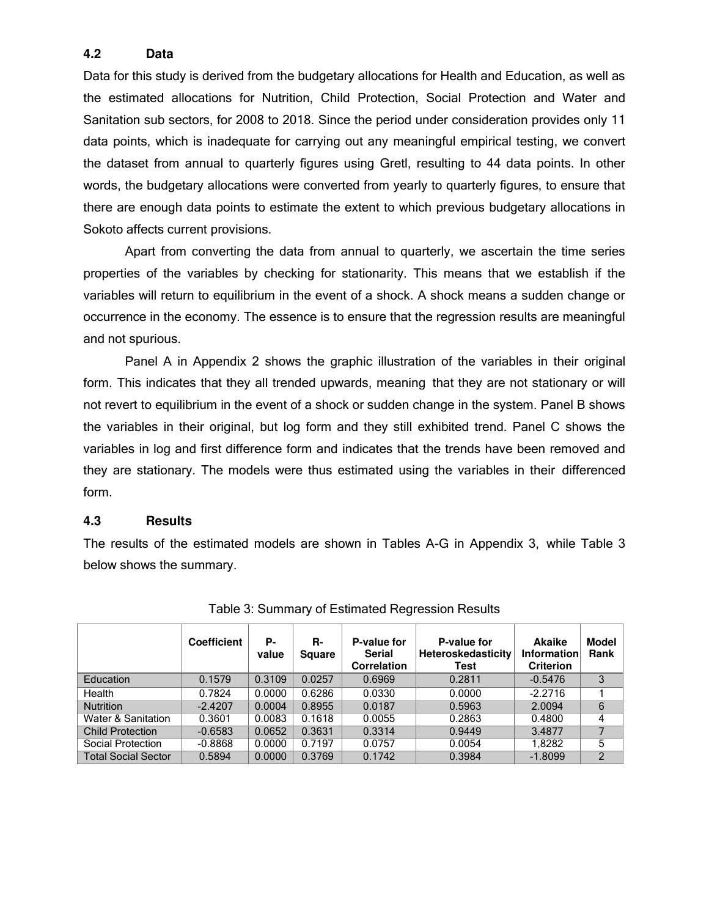### 4.2 Data

Data for this study is derived from the budgetary allocations for Health and Education, as well as the estimated allocations for Nutrition, Child Protection, Social Protection and Water and Sanitation sub sectors, for 2008 to 2018. Since the period under consideration provides only 11 data points, which is inadequate for carrying out any meaningful empirical testing, we convert the dataset from annual to quarterly figures using Gretl, resulting to 44 data points. In other words, the budgetary allocations were converted from yearly to quarterly figures, to ensure that there are enough data points to estimate the extent to which previous budgetary allocations in Sokoto affects current provisions.

Apart from converting the data from annual to quarterly, we ascertain the time series properties of the variables by checking for stationarity. This means that we establish if the variables will return to equilibrium in the event of a shock. A shock means a sudden change or occurrence in the economy. The essence is to ensure that the regression results are meaningful and not spurious.

Panel A in Appendix 2 shows the graphic illustration of the variables in their original form. This indicates that they all trended upwards, meaning that they are not stationary or will not revert to equilibrium in the event of a shock or sudden change in the system. Panel B shows the variables in their original, but log form and they still exhibited trend. Panel C shows the variables in log and first difference form and indicates that the trends have been removed and they are stationary. The models were thus estimated using the variables in their differenced form.

### 4.3 Results

The results of the estimated models are shown in Tables A-G in Appendix 3, while Table 3 below shows the summary.

Table 3: Summary of Estimated Regression Results

| | Coefficient | P-value | R-Square | P-value for Serial Correlation | P-value for Heteroskedasticity Test | Akaike Information Criterion | Model Rank |
|---|---|---|---|---|---|---|---|
| Education | 0.1579 | 0.3109 | 0.0257 | 0.6969 | 0.2811 | -0.5476 | 3 |
| Health | 0.7824 | 0.0000 | 0.6286 | 0.0330 | 0.0000 | -2.2716 | 1 |
| Nutrition | -2.4207 | 0.0004 | 0.8955 | 0.0187 | 0.5963 | 2.0094 | 6 |
| Water & Sanitation | 0.3601 | 0.0083 | 0.1618 | 0.0055 | 0.2863 | 0.4800 | 4 |
| Child Protection | -0.6583 | 0.0652 | 0.3631 | 0.3314 | 0.9449 | 3.4877 | 7 |
| Social Protection | -0.8868 | 0.0000 | 0.7197 | 0.0757 | 0.0054 | 1,8282 | 5 |
| Total Social Sector | 0.5894 | 0.0000 | 0.3769 | 0.1742 | 0.3984 | -1.8099 | 2 |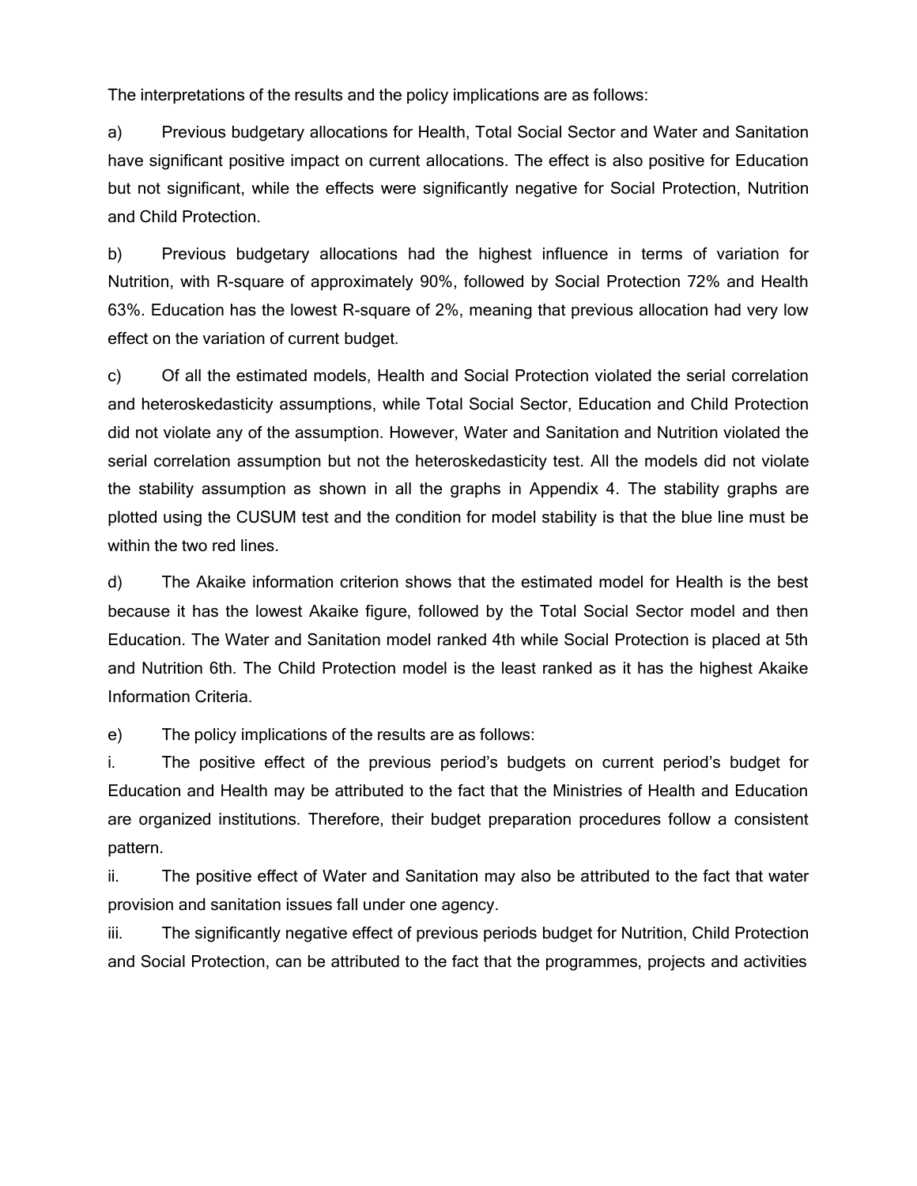The interpretations of the results and the policy implications are as follows:

a) Previous budgetary allocations for Health, Total Social Sector and Water and Sanitation have significant positive impact on current allocations. The effect is also positive for Education but not significant, while the effects were significantly negative for Social Protection, Nutrition and Child Protection.

b) Previous budgetary allocations had the highest influence in terms of variation for Nutrition, with R-square of approximately 90%, followed by Social Protection 72% and Health 63%. Education has the lowest R-square of 2%, meaning that previous allocation had very low effect on the variation of current budget.

c) Of all the estimated models, Health and Social Protection violated the serial correlation and heteroskedasticity assumptions, while Total Social Sector, Education and Child Protection did not violate any of the assumption. However, Water and Sanitation and Nutrition violated the serial correlation assumption but not the heteroskedasticity test. All the models did not violate the stability assumption as shown in all the graphs in Appendix 4. The stability graphs are plotted using the CUSUM test and the condition for model stability is that the blue line must be within the two red lines.

d) The Akaike information criterion shows that the estimated model for Health is the best because it has the lowest Akaike figure, followed by the Total Social Sector model and then Education. The Water and Sanitation model ranked 4th while Social Protection is placed at 5th and Nutrition 6th. The Child Protection model is the least ranked as it has the highest Akaike Information Criteria.

e) The policy implications of the results are as follows:

i. The positive effect of the previous period's budgets on current period's budget for Education and Health may be attributed to the fact that the Ministries of Health and Education are organized institutions. Therefore, their budget preparation procedures follow a consistent pattern.

ii. The positive effect of Water and Sanitation may also be attributed to the fact that water provision and sanitation issues fall under one agency.

iii. The significantly negative effect of previous periods budget for Nutrition, Child Protection and Social Protection, can be attributed to the fact that the programmes, projects and activities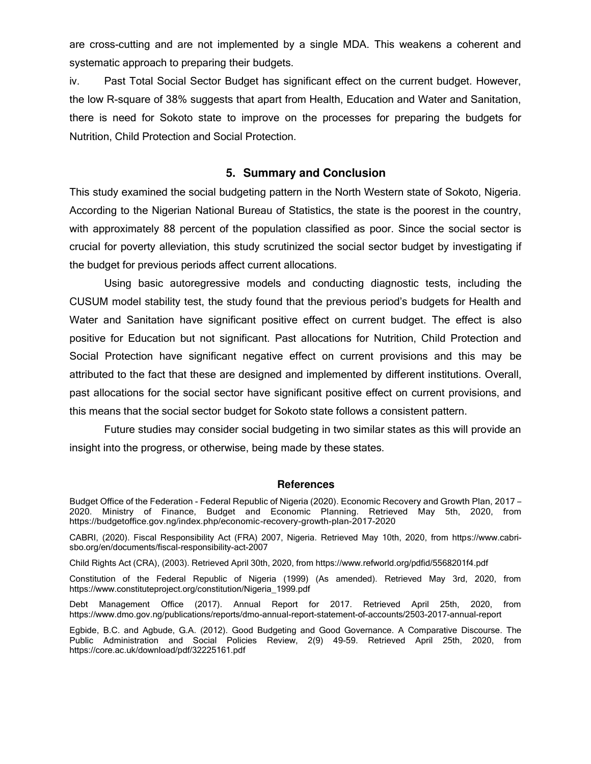are cross-cutting and are not implemented by a single MDA. This weakens a coherent and systematic approach to preparing their budgets.

iv. Past Total Social Sector Budget has significant effect on the current budget. However, the low R-square of 38% suggests that apart from Health, Education and Water and Sanitation, there is need for Sokoto state to improve on the processes for preparing the budgets for Nutrition, Child Protection and Social Protection.

## 5. Summary and Conclusion

This study examined the social budgeting pattern in the North Western state of Sokoto, Nigeria. According to the Nigerian National Bureau of Statistics, the state is the poorest in the country, with approximately 88 percent of the population classified as poor. Since the social sector is crucial for poverty alleviation, this study scrutinized the social sector budget by investigating if the budget for previous periods affect current allocations.

Using basic autoregressive models and conducting diagnostic tests, including the CUSUM model stability test, the study found that the previous period's budgets for Health and Water and Sanitation have significant positive effect on current budget. The effect is also positive for Education but not significant. Past allocations for Nutrition, Child Protection and Social Protection have significant negative effect on current provisions and this may be attributed to the fact that these are designed and implemented by different institutions. Overall, past allocations for the social sector have significant positive effect on current provisions, and this means that the social sector budget for Sokoto state follows a consistent pattern.

Future studies may consider social budgeting in two similar states as this will provide an insight into the progress, or otherwise, being made by these states.

## References

Budget Office of the Federation - Federal Republic of Nigeria (2020). Economic Recovery and Growth Plan, 2017 – 2020. Ministry of Finance, Budget and Economic Planning. Retrieved May 5th, 2020, from https://budgetoffice.gov.ng/index.php/economic-recovery-growth-plan-2017-2020

CABRI, (2020). Fiscal Responsibility Act (FRA) 2007, Nigeria. Retrieved May 10th, 2020, from https://www.cabri-sbo.org/en/documents/fiscal-responsibility-act-2007

Child Rights Act (CRA), (2003). Retrieved April 30th, 2020, from https://www.refworld.org/pdfid/5568201f4.pdf

Constitution of the Federal Republic of Nigeria (1999) (As amended). Retrieved May 3rd, 2020, from https://www.constituteproject.org/constitution/Nigeria_1999.pdf

Debt Management Office (2017). Annual Report for 2017. Retrieved April 25th, 2020, from https://www.dmo.gov.ng/publications/reports/dmo-annual-report-statement-of-accounts/2503-2017-annual-report

Egbide, B.C. and Agbude, G.A. (2012). Good Budgeting and Good Governance. A Comparative Discourse. The Public Administration and Social Policies Review, 2(9) 49-59. Retrieved April 25th, 2020, from https://core.ac.uk/download/pdf/32225161.pdf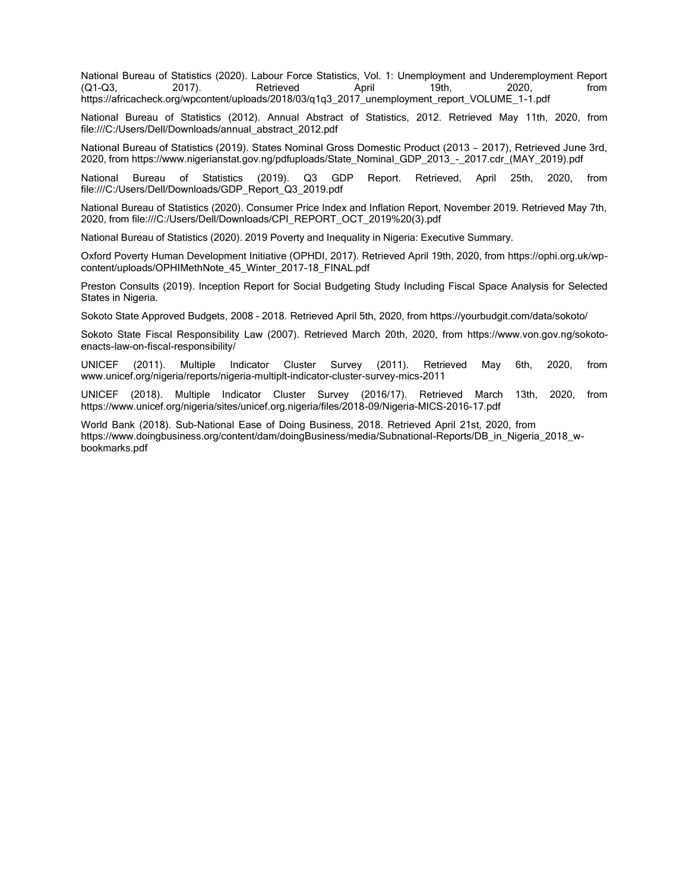National Bureau of Statistics (2020). Labour Force Statistics, Vol. 1: Unemployment and Underemployment Report (Q1-Q3, 2017). Retrieved April 19th, 2020, from https://africacheck.org/wpcontent/uploads/2018/03/q1q3_2017_unemployment_report_VOLUME_1-1.pdf

National Bureau of Statistics (2012). Annual Abstract of Statistics, 2012. Retrieved May 11th, 2020, from file:///C:/Users/Dell/Downloads/annual_abstract_2012.pdf

National Bureau of Statistics (2019). States Nominal Gross Domestic Product (2013 – 2017), Retrieved June 3rd, 2020, from https://www.nigerianstat.gov.ng/pdfuploads/State_Nominal_GDP_2013_-_2017.cdr_(MAY_2019).pdf

National Bureau of Statistics (2019). Q3 GDP Report. Retrieved, April 25th, 2020, from file:///C:/Users/Dell/Downloads/GDP_Report_Q3_2019.pdf

National Bureau of Statistics (2020). Consumer Price Index and Inflation Report, November 2019. Retrieved May 7th, 2020, from file:///C:/Users/Dell/Downloads/CPI_REPORT_OCT_2019%20(3).pdf

National Bureau of Statistics (2020). 2019 Poverty and Inequality in Nigeria: Executive Summary.

Oxford Poverty Human Development Initiative (OPHDI, 2017). Retrieved April 19th, 2020, from https://ophi.org.uk/wp-content/uploads/OPHIMethNote_45_Winter_2017-18_FINAL.pdf

Preston Consults (2019). Inception Report for Social Budgeting Study Including Fiscal Space Analysis for Selected States in Nigeria.

Sokoto State Approved Budgets, 2008 – 2018. Retrieved April 5th, 2020, from https://yourbudgit.com/data/sokoto/

Sokoto State Fiscal Responsibility Law (2007). Retrieved March 20th, 2020, from https://www.von.gov.ng/sokoto-enacts-law-on-fiscal-responsibility/

UNICEF (2011). Multiple Indicator Cluster Survey (2011). Retrieved May 6th, 2020, from www.unicef.org/nigeria/reports/nigeria-multiplt-indicator-cluster-survey-mics-2011

UNICEF (2018). Multiple Indicator Cluster Survey (2016/17). Retrieved March 13th, 2020, from https://www.unicef.org/nigeria/sites/unicef.org.nigeria/files/2018-09/Nigeria-MICS-2016-17.pdf

World Bank (2018). Sub-National Ease of Doing Business, 2018. Retrieved April 21st, 2020, from https://www.doingbusiness.org/content/dam/doingBusiness/media/Subnational-Reports/DB_in_Nigeria_2018_w-bookmarks.pdf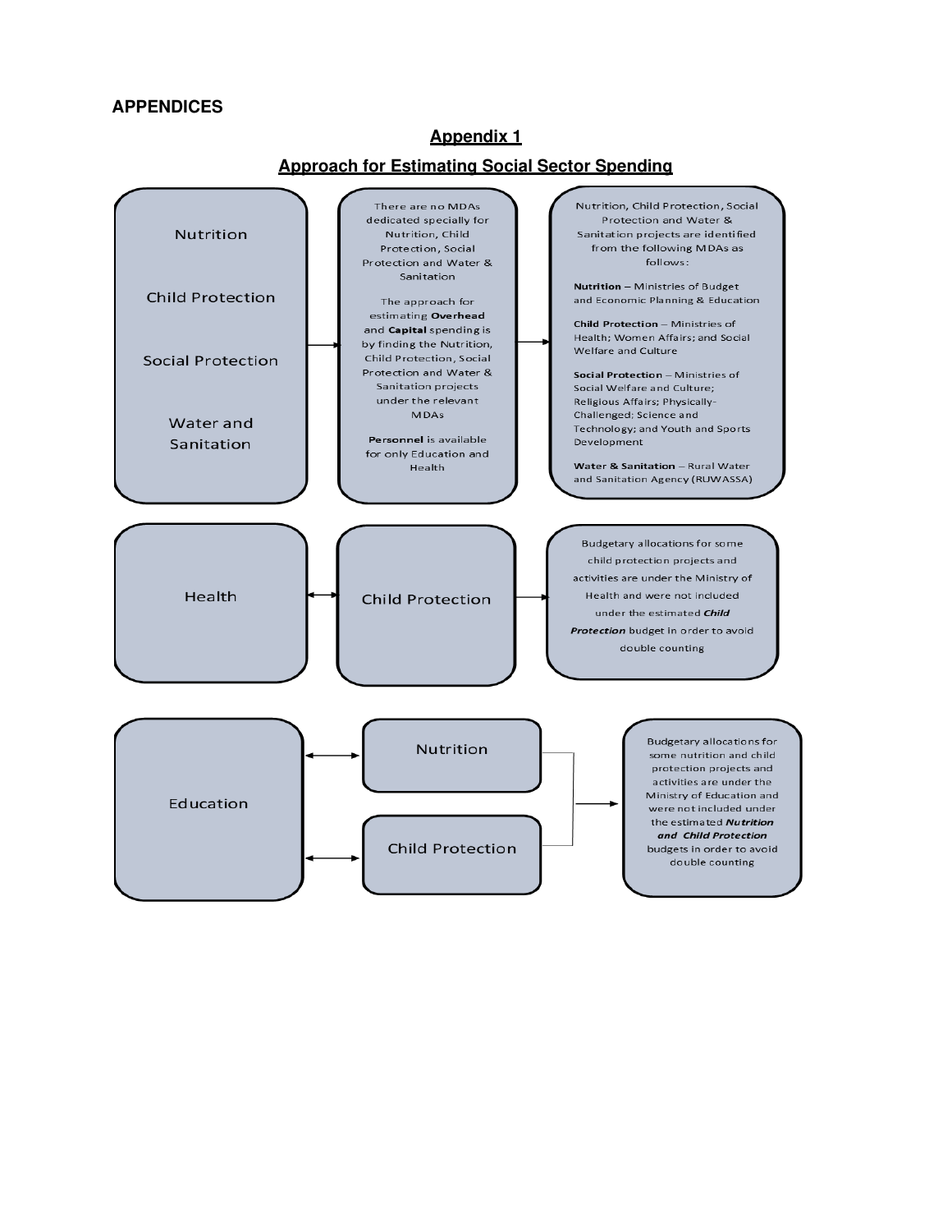**APPENDICES**

## Appendix 1

### Approach for Estimating Social Sector Spending

Nutrition

Child Protection

Social Protection

Water and Sanitation

There are no MDAs dedicated specially for Nutrition, Child Protection, Social Protection and Water & Sanitation

The approach for estimating **Overhead** and **Capital** spending is by finding the Nutrition, Child Protection, Social Protection and Water & Sanitation projects under the relevant MDAs

**Personnel** is available for only Education and Health

Nutrition, Child Protection, Social Protection and Water & Sanitation projects are identified from the following MDAs as follows:

**Nutrition** – Ministries of Budget and Economic Planning & Education

**Child Protection** – Ministries of Health; Women Affairs; and Social Welfare and Culture

**Social Protection** – Ministries of Social Welfare and Culture; Religious Affairs; Physically-Challenged; Science and Technology; and Youth and Sports Development

**Water & Sanitation** – Rural Water and Sanitation Agency (RUWASSA)

Health

Child Protection

Budgetary allocations for some child protection projects and activities are under the Ministry of Health and were not included under the estimated ***Child Protection*** budget in order to avoid double counting

Education

Nutrition

Child Protection

Budgetary allocations for some nutrition and child protection projects and activities are under the Ministry of Education and were not included under the estimated ***Nutrition and Child Protection*** budgets in order to avoid double counting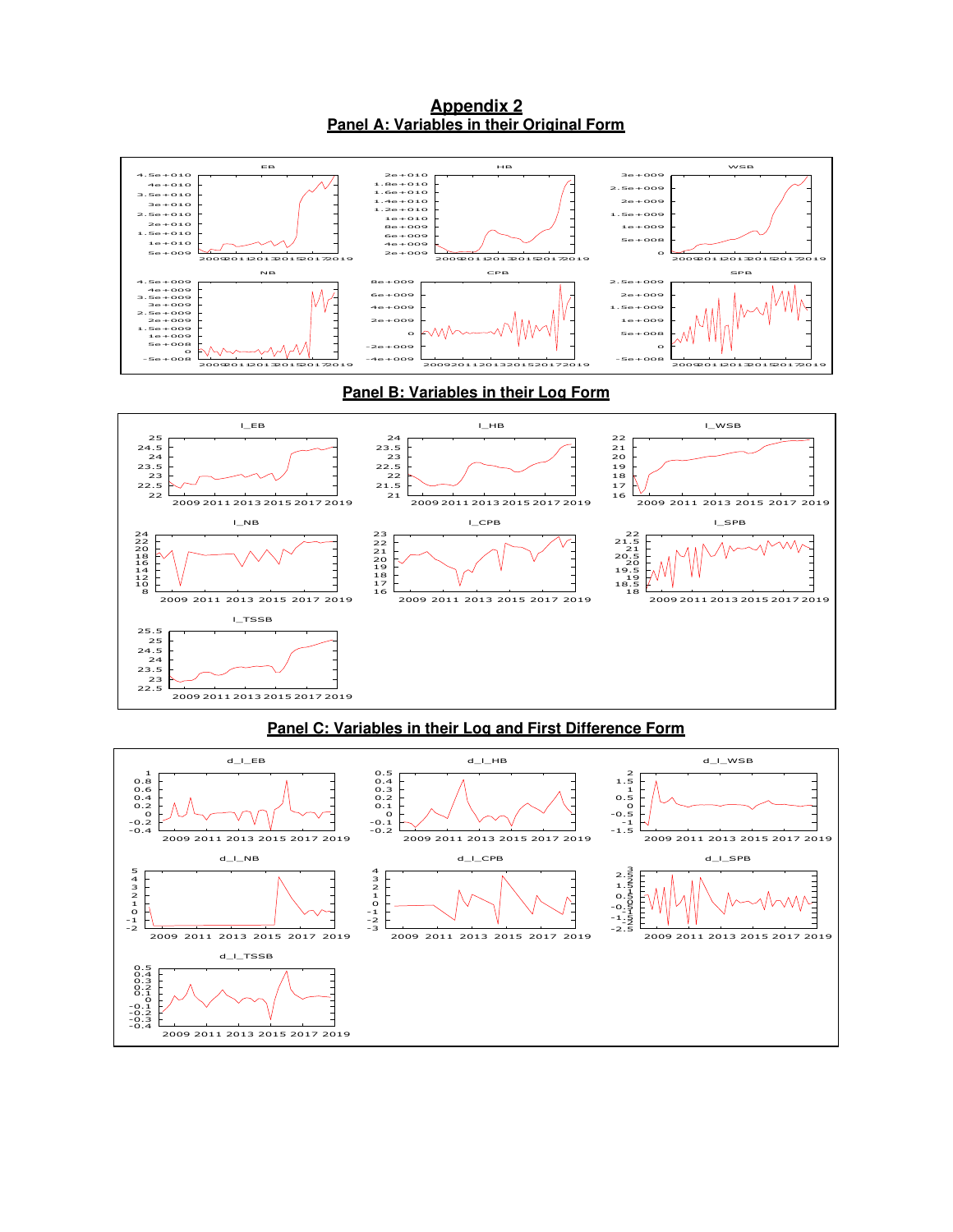# Appendix 2

## Panel A: Variables in their Original Form

## Panel B: Variables in their Log Form

## Panel C: Variables in their Log and First Difference Form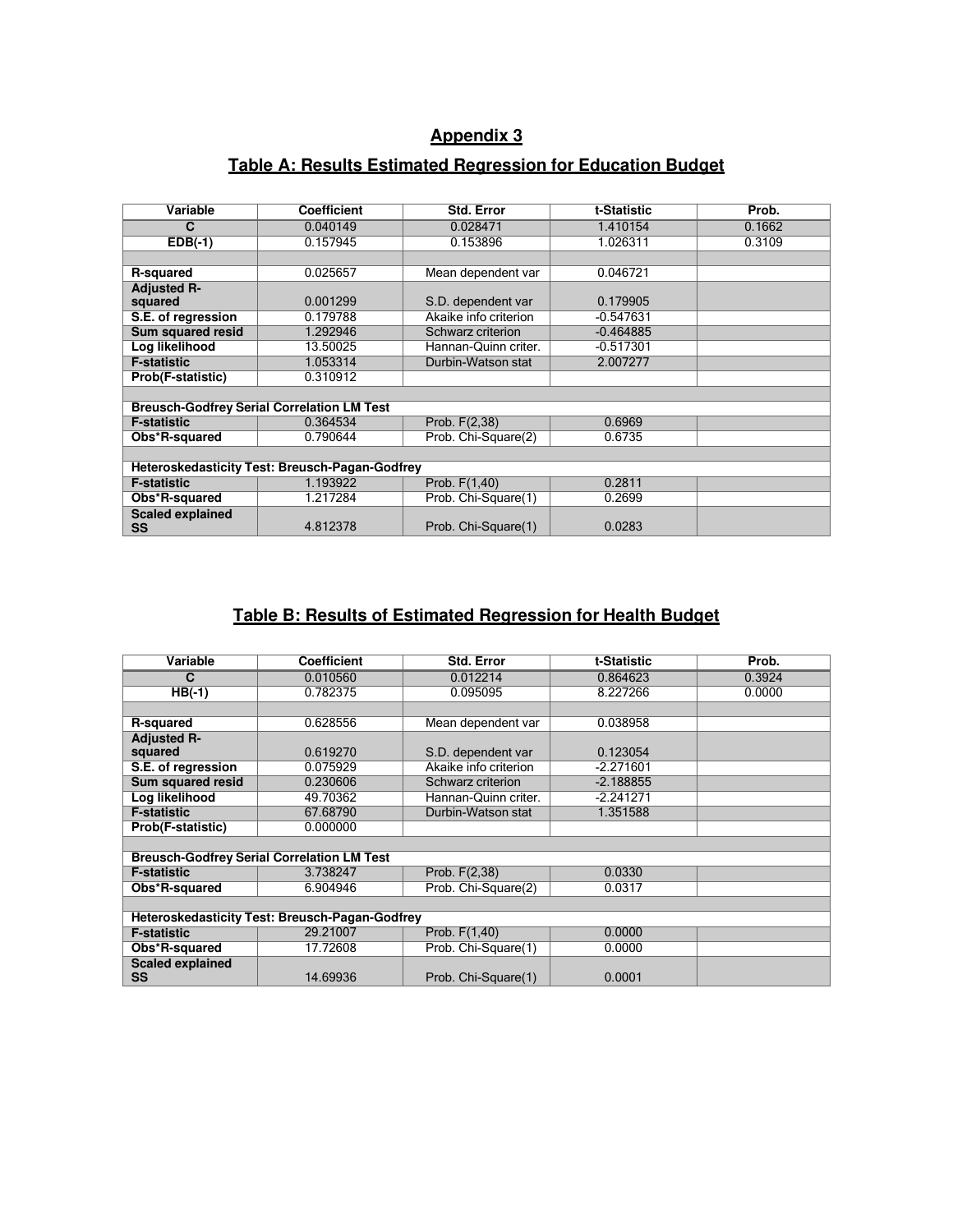## Appendix 3

### Table A: Results Estimated Regression for Education Budget

| Variable | Coefficient | Std. Error | t-Statistic | Prob. |
|---|---|---|---|---|
| C | 0.040149 | 0.028471 | 1.410154 | 0.1662 |
| EDB(-1) | 0.157945 | 0.153896 | 1.026311 | 0.3109 |
| | | | | |
| R-squared | 0.025657 | Mean dependent var | 0.046721 | |
| Adjusted R-squared | 0.001299 | S.D. dependent var | 0.179905 | |
| S.E. of regression | 0.179788 | Akaike info criterion | -0.547631 | |
| Sum squared resid | 1.292946 | Schwarz criterion | -0.464885 | |
| Log likelihood | 13.50025 | Hannan-Quinn criter. | -0.517301 | |
| F-statistic | 1.053314 | Durbin-Watson stat | 2.007277 | |
| Prob(F-statistic) | 0.310912 | | | |
| | | | | |
| **Breusch-Godfrey Serial Correlation LM Test** | | | | |
| F-statistic | 0.364534 | Prob. F(2,38) | 0.6969 | |
| Obs*R-squared | 0.790644 | Prob. Chi-Square(2) | 0.6735 | |
| | | | | |
| **Heteroskedasticity Test: Breusch-Pagan-Godfrey** | | | | |
| F-statistic | 1.193922 | Prob. F(1,40) | 0.2811 | |
| Obs*R-squared | 1.217284 | Prob. Chi-Square(1) | 0.2699 | |
| Scaled explained SS | 4.812378 | Prob. Chi-Square(1) | 0.0283 | |

### Table B: Results of Estimated Regression for Health Budget

| Variable | Coefficient | Std. Error | t-Statistic | Prob. |
|---|---|---|---|---|
| C | 0.010560 | 0.012214 | 0.864623 | 0.3924 |
| HB(-1) | 0.782375 | 0.095095 | 8.227266 | 0.0000 |
| | | | | |
| R-squared | 0.628556 | Mean dependent var | 0.038958 | |
| Adjusted R-squared | 0.619270 | S.D. dependent var | 0.123054 | |
| S.E. of regression | 0.075929 | Akaike info criterion | -2.271601 | |
| Sum squared resid | 0.230606 | Schwarz criterion | -2.188855 | |
| Log likelihood | 49.70362 | Hannan-Quinn criter. | -2.241271 | |
| F-statistic | 67.68790 | Durbin-Watson stat | 1.351588 | |
| Prob(F-statistic) | 0.000000 | | | |
| | | | | |
| **Breusch-Godfrey Serial Correlation LM Test** | | | | |
| F-statistic | 3.738247 | Prob. F(2,38) | 0.0330 | |
| Obs*R-squared | 6.904946 | Prob. Chi-Square(2) | 0.0317 | |
| | | | | |
| **Heteroskedasticity Test: Breusch-Pagan-Godfrey** | | | | |
| F-statistic | 29.21007 | Prob. F(1,40) | 0.0000 | |
| Obs*R-squared | 17.72608 | Prob. Chi-Square(1) | 0.0000 | |
| Scaled explained SS | 14.69936 | Prob. Chi-Square(1) | 0.0001 | |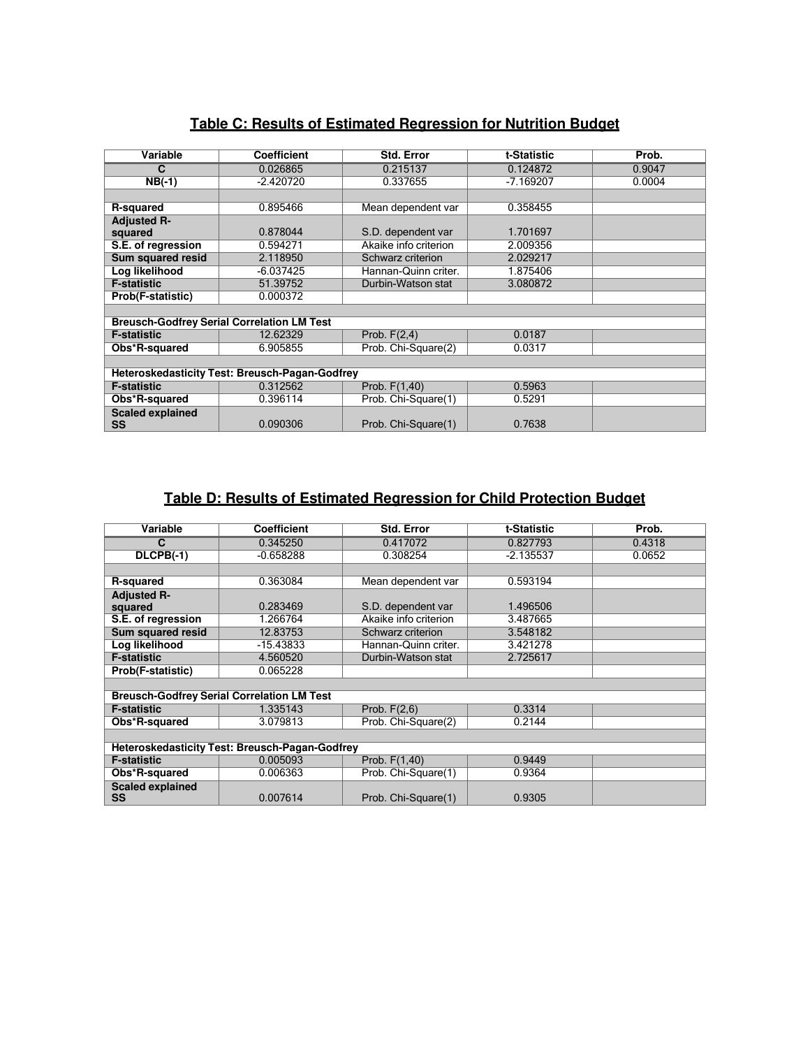## Table C: Results of Estimated Regression for Nutrition Budget

| Variable | Coefficient | Std. Error | t-Statistic | Prob. |
|---|---|---|---|---|
| C | 0.026865 | 0.215137 | 0.124872 | 0.9047 |
| NB(-1) | -2.420720 | 0.337655 | -7.169207 | 0.0004 |
| | | | | |
| R-squared | 0.895466 | Mean dependent var | 0.358455 | |
| Adjusted R-squared | 0.878044 | S.D. dependent var | 1.701697 | |
| S.E. of regression | 0.594271 | Akaike info criterion | 2.009356 | |
| Sum squared resid | 2.118950 | Schwarz criterion | 2.029217 | |
| Log likelihood | -6.037425 | Hannan-Quinn criter. | 1.875406 | |
| F-statistic | 51.39752 | Durbin-Watson stat | 3.080872 | |
| Prob(F-statistic) | 0.000372 | | | |
| | | | | |
| **Breusch-Godfrey Serial Correlation LM Test** | | | | |
| F-statistic | 12.62329 | Prob. F(2,4) | 0.0187 | |
| Obs*R-squared | 6.905855 | Prob. Chi-Square(2) | 0.0317 | |
| | | | | |
| **Heteroskedasticity Test: Breusch-Pagan-Godfrey** | | | | |
| F-statistic | 0.312562 | Prob. F(1,40) | 0.5963 | |
| Obs*R-squared | 0.396114 | Prob. Chi-Square(1) | 0.5291 | |
| Scaled explained SS | 0.090306 | Prob. Chi-Square(1) | 0.7638 | |

## Table D: Results of Estimated Regression for Child Protection Budget

| Variable | Coefficient | Std. Error | t-Statistic | Prob. |
|---|---|---|---|---|
| C | 0.345250 | 0.417072 | 0.827793 | 0.4318 |
| DLCPB(-1) | -0.658288 | 0.308254 | -2.135537 | 0.0652 |
| | | | | |
| R-squared | 0.363084 | Mean dependent var | 0.593194 | |
| Adjusted R-squared | 0.283469 | S.D. dependent var | 1.496506 | |
| S.E. of regression | 1.266764 | Akaike info criterion | 3.487665 | |
| Sum squared resid | 12.83753 | Schwarz criterion | 3.548182 | |
| Log likelihood | -15.43833 | Hannan-Quinn criter. | 3.421278 | |
| F-statistic | 4.560520 | Durbin-Watson stat | 2.725617 | |
| Prob(F-statistic) | 0.065228 | | | |
| | | | | |
| **Breusch-Godfrey Serial Correlation LM Test** | | | | |
| F-statistic | 1.335143 | Prob. F(2,6) | 0.3314 | |
| Obs*R-squared | 3.079813 | Prob. Chi-Square(2) | 0.2144 | |
| | | | | |
| **Heteroskedasticity Test: Breusch-Pagan-Godfrey** | | | | |
| F-statistic | 0.005093 | Prob. F(1,40) | 0.9449 | |
| Obs*R-squared | 0.006363 | Prob. Chi-Square(1) | 0.9364 | |
| Scaled explained SS | 0.007614 | Prob. Chi-Square(1) | 0.9305 | |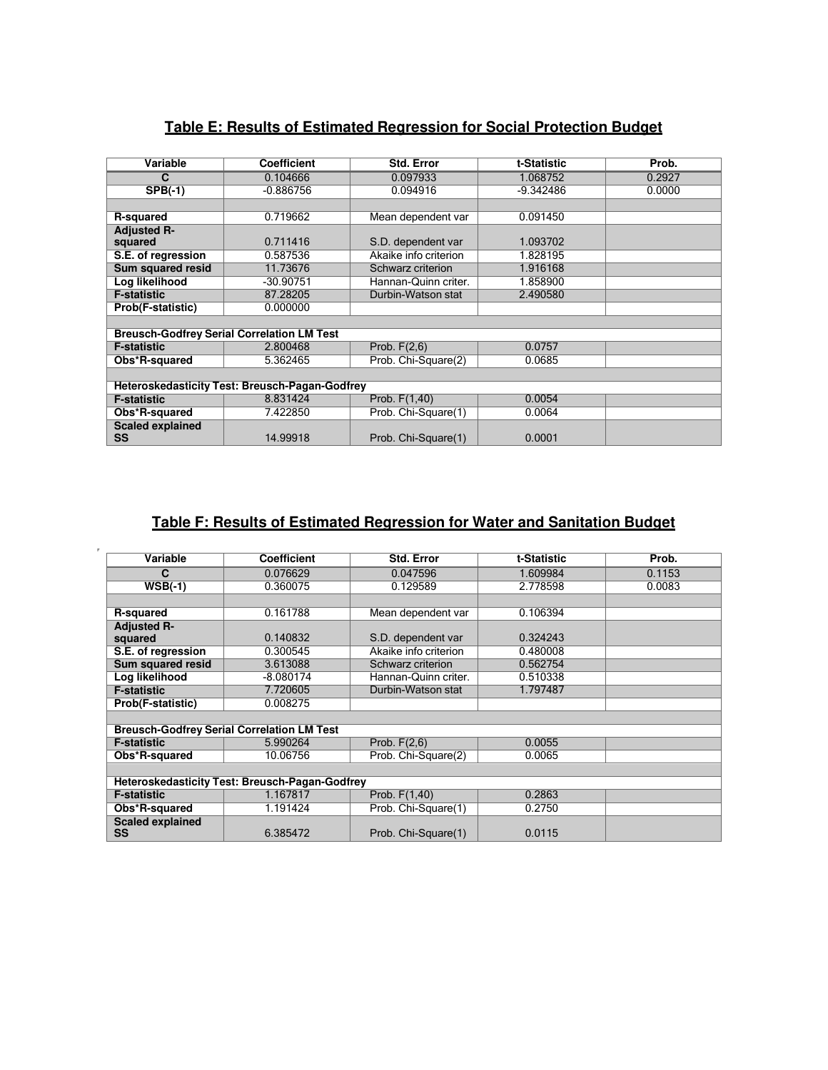## Table E: Results of Estimated Regression for Social Protection Budget

| Variable | Coefficient | Std. Error | t-Statistic | Prob. |
|---|---|---|---|---|
| C | 0.104666 | 0.097933 | 1.068752 | 0.2927 |
| SPB(-1) | -0.886756 | 0.094916 | -9.342486 | 0.0000 |
| | | | | |
| R-squared | 0.719662 | Mean dependent var | 0.091450 | |
| Adjusted R-squared | 0.711416 | S.D. dependent var | 1.093702 | |
| S.E. of regression | 0.587536 | Akaike info criterion | 1.828195 | |
| Sum squared resid | 11.73676 | Schwarz criterion | 1.916168 | |
| Log likelihood | -30.90751 | Hannan-Quinn criter. | 1.858900 | |
| F-statistic | 87.28205 | Durbin-Watson stat | 2.490580 | |
| Prob(F-statistic) | 0.000000 | | | |
| | | | | |
| **Breusch-Godfrey Serial Correlation LM Test** | | | | |
| F-statistic | 2.800468 | Prob. F(2,6) | 0.0757 | |
| Obs*R-squared | 5.362465 | Prob. Chi-Square(2) | 0.0685 | |
| | | | | |
| **Heteroskedasticity Test: Breusch-Pagan-Godfrey** | | | | |
| F-statistic | 8.831424 | Prob. F(1,40) | 0.0054 | |
| Obs*R-squared | 7.422850 | Prob. Chi-Square(1) | 0.0064 | |
| Scaled explained SS | 14.99918 | Prob. Chi-Square(1) | 0.0001 | |

## Table F: Results of Estimated Regression for Water and Sanitation Budget

| Variable | Coefficient | Std. Error | t-Statistic | Prob. |
|---|---|---|---|---|
| C | 0.076629 | 0.047596 | 1.609984 | 0.1153 |
| WSB(-1) | 0.360075 | 0.129589 | 2.778598 | 0.0083 |
| | | | | |
| R-squared | 0.161788 | Mean dependent var | 0.106394 | |
| Adjusted R-squared | 0.140832 | S.D. dependent var | 0.324243 | |
| S.E. of regression | 0.300545 | Akaike info criterion | 0.480008 | |
| Sum squared resid | 3.613088 | Schwarz criterion | 0.562754 | |
| Log likelihood | -8.080174 | Hannan-Quinn criter. | 0.510338 | |
| F-statistic | 7.720605 | Durbin-Watson stat | 1.797487 | |
| Prob(F-statistic) | 0.008275 | | | |
| | | | | |
| **Breusch-Godfrey Serial Correlation LM Test** | | | | |
| F-statistic | 5.990264 | Prob. F(2,6) | 0.0055 | |
| Obs*R-squared | 10.06756 | Prob. Chi-Square(2) | 0.0065 | |
| | | | | |
| **Heteroskedasticity Test: Breusch-Pagan-Godfrey** | | | | |
| F-statistic | 1.167817 | Prob. F(1,40) | 0.2863 | |
| Obs*R-squared | 1.191424 | Prob. Chi-Square(1) | 0.2750 | |
| Scaled explained SS | 6.385472 | Prob. Chi-Square(1) | 0.0115 | |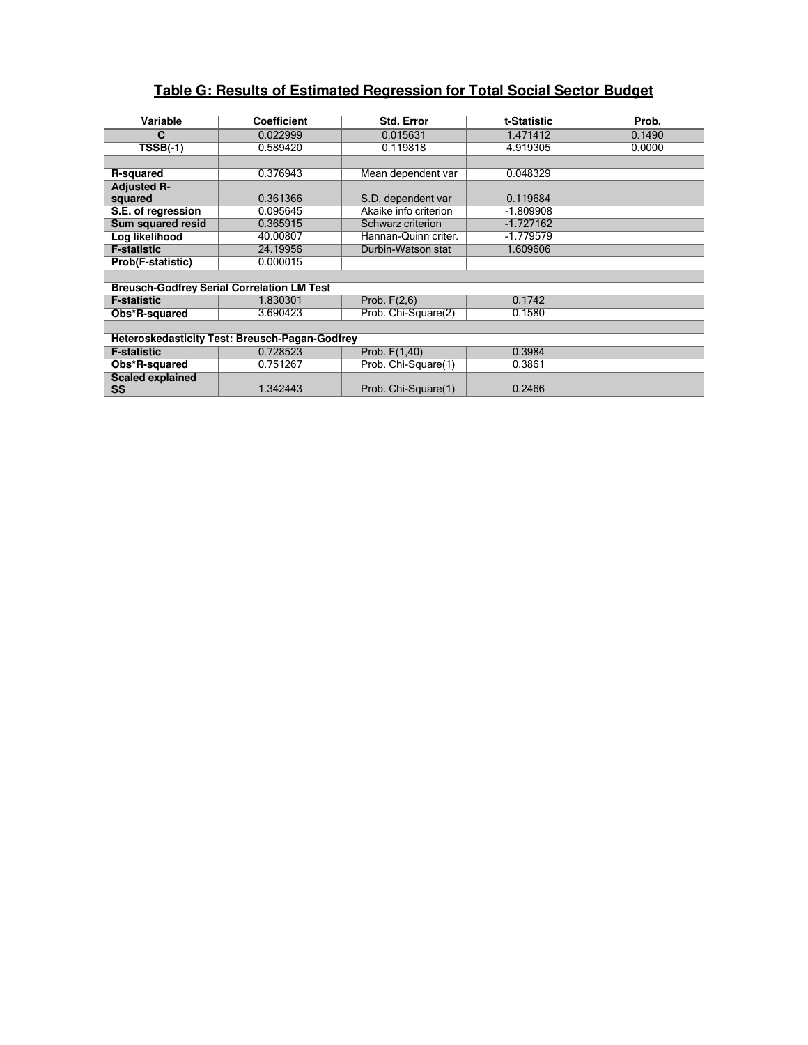## Table G: Results of Estimated Regression for Total Social Sector Budget

| Variable | Coefficient | Std. Error | t-Statistic | Prob. |
|---|---|---|---|---|
| **C** | 0.022999 | 0.015631 | 1.471412 | 0.1490 |
| **TSSB(-1)** | 0.589420 | 0.119818 | 4.919305 | 0.0000 |
| | | | | |
| **R-squared** | 0.376943 | Mean dependent var | 0.048329 | |
| **Adjusted R-squared** | 0.361366 | S.D. dependent var | 0.119684 | |
| **S.E. of regression** | 0.095645 | Akaike info criterion | -1.809908 | |
| **Sum squared resid** | 0.365915 | Schwarz criterion | -1.727162 | |
| **Log likelihood** | 40.00807 | Hannan-Quinn criter. | -1.779579 | |
| **F-statistic** | 24.19956 | Durbin-Watson stat | 1.609606 | |
| **Prob(F-statistic)** | 0.000015 | | | |
| | | | | |
| **Breusch-Godfrey Serial Correlation LM Test** | | | | |
| **F-statistic** | 1.830301 | Prob. F(2,6) | 0.1742 | |
| **Obs*R-squared** | 3.690423 | Prob. Chi-Square(2) | 0.1580 | |
| | | | | |
| **Heteroskedasticity Test: Breusch-Pagan-Godfrey** | | | | |
| **F-statistic** | 0.728523 | Prob. F(1,40) | 0.3984 | |
| **Obs*R-squared** | 0.751267 | Prob. Chi-Square(1) | 0.3861 | |
| **Scaled explained SS** | 1.342443 | Prob. Chi-Square(1) | 0.2466 | |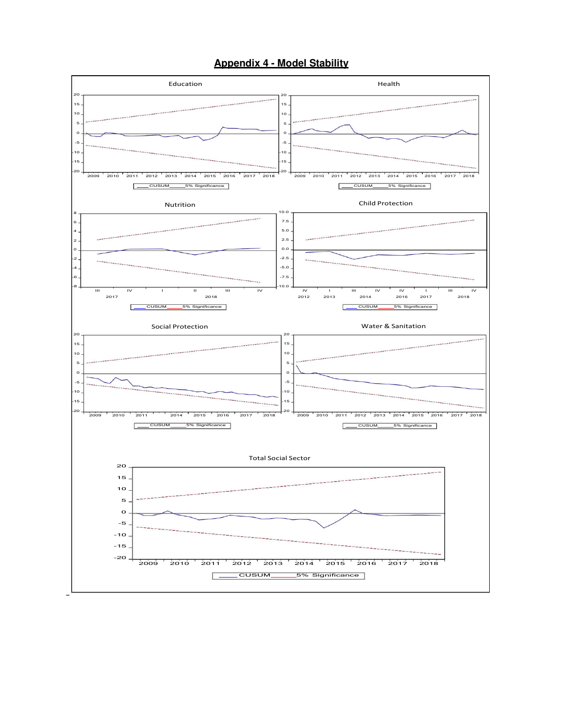## Appendix 4 - Model Stability

Education

20
15
10
5
0
-5
-10
-15
-20

2009 2010 2011 2012 2013 2014 2015 2016 2017 2018

CUSUM 5% Significance

Health

20
15
10
5
0
-5
-10
-15
-20

2009 2010 2011 2012 2013 2014 2015 2016 2017 2018

CUSUM 5% Significance

Nutrition

8
6
4
2
0
-2
-4
-6
-8

III IV I II III IV
2017 2018

CUSUM 5% Significance

Child Protection

10.0
7.5
5.0
2.5
0.0
-2.5
-5.0
-7.5
-10.0

IV I III IV IV I III IV
2012 2013 2014 2016 2017 2018

CUSUM 5% Significance

Social Protection

20
15
10
5
0
-5
-10
-15
-20

2009 2010 2011 2014 2015 2016 2017 2018

CUSUM 5% Significance

Water & Sanitation

20
15
10
5
0
-5
-10
-15
-20

2009 2010 2011 2012 2013 2014 2015 2016 2017 2018

CUSUM 5% Significance

Total Social Sector

20
15
10
5
0
-5
-10
-15
-20

2009 2010 2011 2012 2013 2014 2015 2016 2017 2018

CUSUM 5% Significance